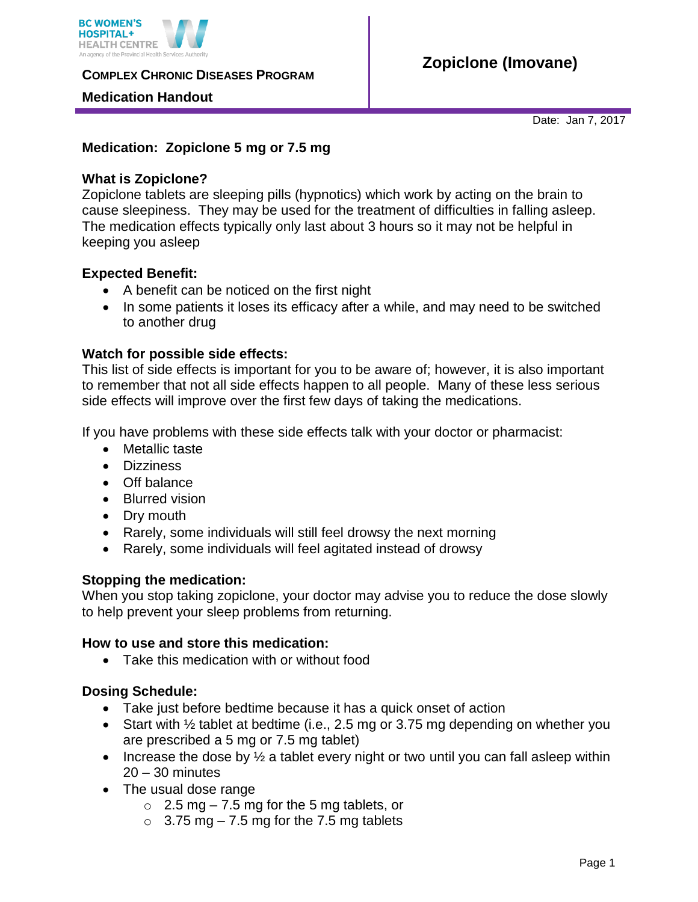BC WOMEN'S HOSPITAL+ HEALTH CENTRE
An agency of the Provincial Health Services Authority

**COMPLEX CHRONIC DISEASES PROGRAM**

**Medication Handout**

# Zopiclone (Imovane)

Date: Jan 7, 2017

**Medication: Zopiclone 5 mg or 7.5 mg**

**What is Zopiclone?**
Zopiclone tablets are sleeping pills (hypnotics) which work by acting on the brain to cause sleepiness. They may be used for the treatment of difficulties in falling asleep. The medication effects typically only last about 3 hours so it may not be helpful in keeping you asleep

**Expected Benefit:**

- A benefit can be noticed on the first night
- In some patients it loses its efficacy after a while, and may need to be switched to another drug

**Watch for possible side effects:**
This list of side effects is important for you to be aware of; however, it is also important to remember that not all side effects happen to all people. Many of these less serious side effects will improve over the first few days of taking the medications.

If you have problems with these side effects talk with your doctor or pharmacist:

- Metallic taste
- Dizziness
- Off balance
- Blurred vision
- Dry mouth
- Rarely, some individuals will still feel drowsy the next morning
- Rarely, some individuals will feel agitated instead of drowsy

**Stopping the medication:**
When you stop taking zopiclone, your doctor may advise you to reduce the dose slowly to help prevent your sleep problems from returning.

**How to use and store this medication:**

- Take this medication with or without food

**Dosing Schedule:**

- Take just before bedtime because it has a quick onset of action
- Start with ½ tablet at bedtime (i.e., 2.5 mg or 3.75 mg depending on whether you are prescribed a 5 mg or 7.5 mg tablet)
- Increase the dose by ½ a tablet every night or two until you can fall asleep within 20 – 30 minutes
- The usual dose range
  - 2.5 mg – 7.5 mg for the 5 mg tablets, or
  - 3.75 mg – 7.5 mg for the 7.5 mg tablets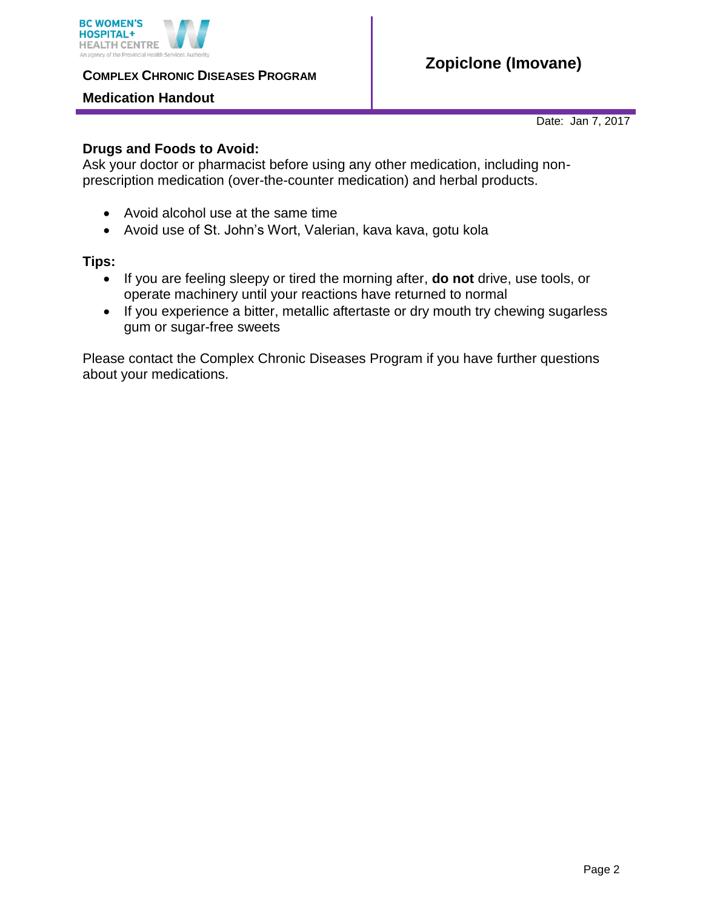## Drugs and Foods to Avoid:

Ask your doctor or pharmacist before using any other medication, including non-prescription medication (over-the-counter medication) and herbal products.

- Avoid alcohol use at the same time
- Avoid use of St. John's Wort, Valerian, kava kava, gotu kola

## Tips:

- If you are feeling sleepy or tired the morning after, **do not** drive, use tools, or operate machinery until your reactions have returned to normal
- If you experience a bitter, metallic aftertaste or dry mouth try chewing sugarless gum or sugar-free sweets

Please contact the Complex Chronic Diseases Program if you have further questions about your medications.